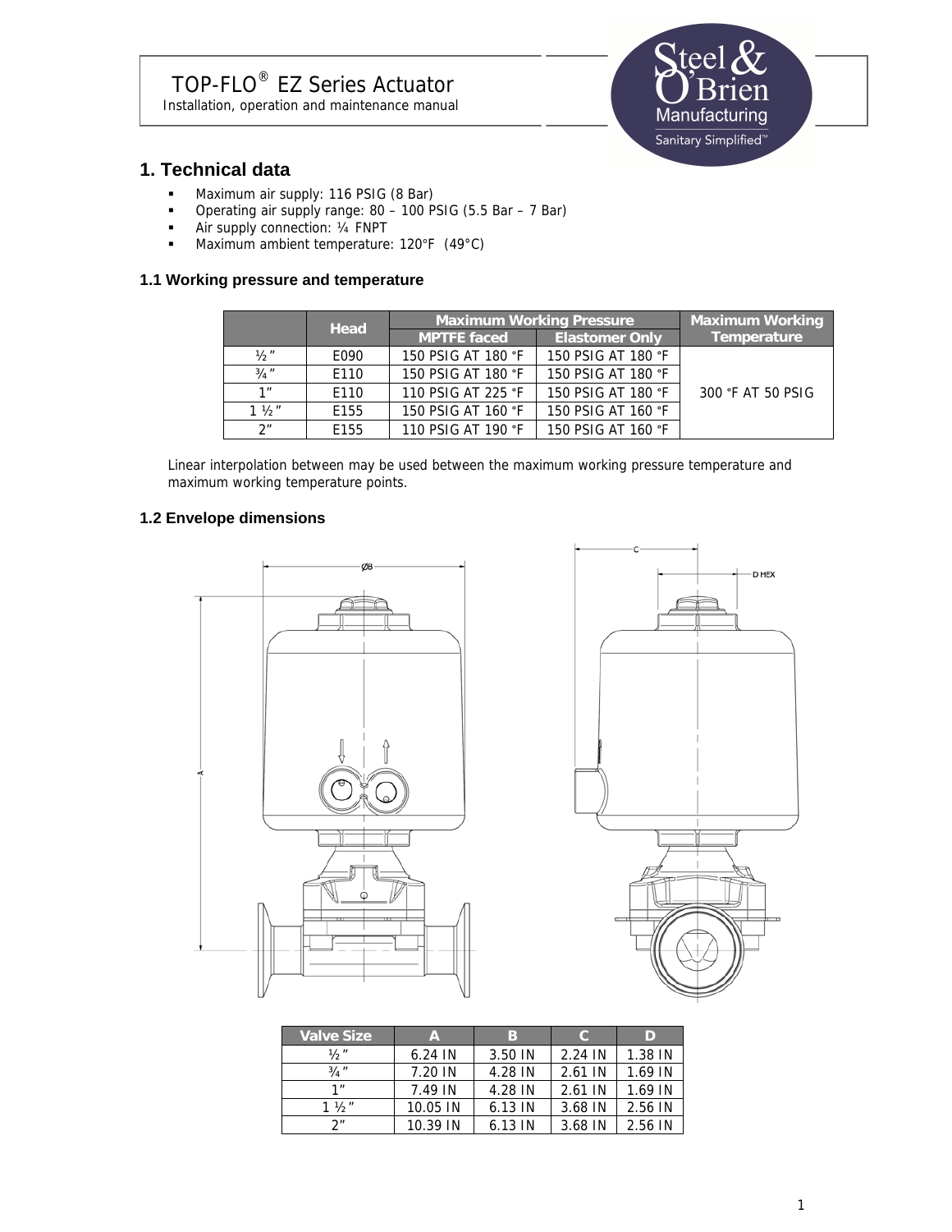TOP-FLO® EZ Series Actuator

Installation, operation and maintenance manual

## 1. Technical data

- Maximum air supply: 116 PSIG (8 Bar)
- Operating air supply range: 80 – 100 PSIG (5.5 Bar – 7 Bar)
- Air supply connection: ¼ FNPT
- Maximum ambient temperature: 120°F (49°C)

### 1.1 Working pressure and temperature

| | Head | Maximum Working Pressure | | Maximum Working Temperature |
|---|---|---|---|---|
| | | MPTFE faced | Elastomer Only | |
| ½" | E090 | 150 PSIG AT 180 °F | 150 PSIG AT 180 °F | 300 °F AT 50 PSIG |
| ¾" | E110 | 150 PSIG AT 180 °F | 150 PSIG AT 180 °F | |
| 1" | E110 | 110 PSIG AT 225 °F | 150 PSIG AT 180 °F | |
| 1 ½" | E155 | 150 PSIG AT 160 °F | 150 PSIG AT 160 °F | |
| 2" | E155 | 110 PSIG AT 190 °F | 150 PSIG AT 160 °F | |

Linear interpolation between may be used between the maximum working pressure temperature and maximum working temperature points.

### 1.2 Envelope dimensions

| Valve Size | A | B | C | D |
|---|---|---|---|---|
| ½" | 6.24 IN | 3.50 IN | 2.24 IN | 1.38 IN |
| ¾" | 7.20 IN | 4.28 IN | 2.61 IN | 1.69 IN |
| 1" | 7.49 IN | 4.28 IN | 2.61 IN | 1.69 IN |
| 1 ½" | 10.05 IN | 6.13 IN | 3.68 IN | 2.56 IN |
| 2" | 10.39 IN | 6.13 IN | 3.68 IN | 2.56 IN |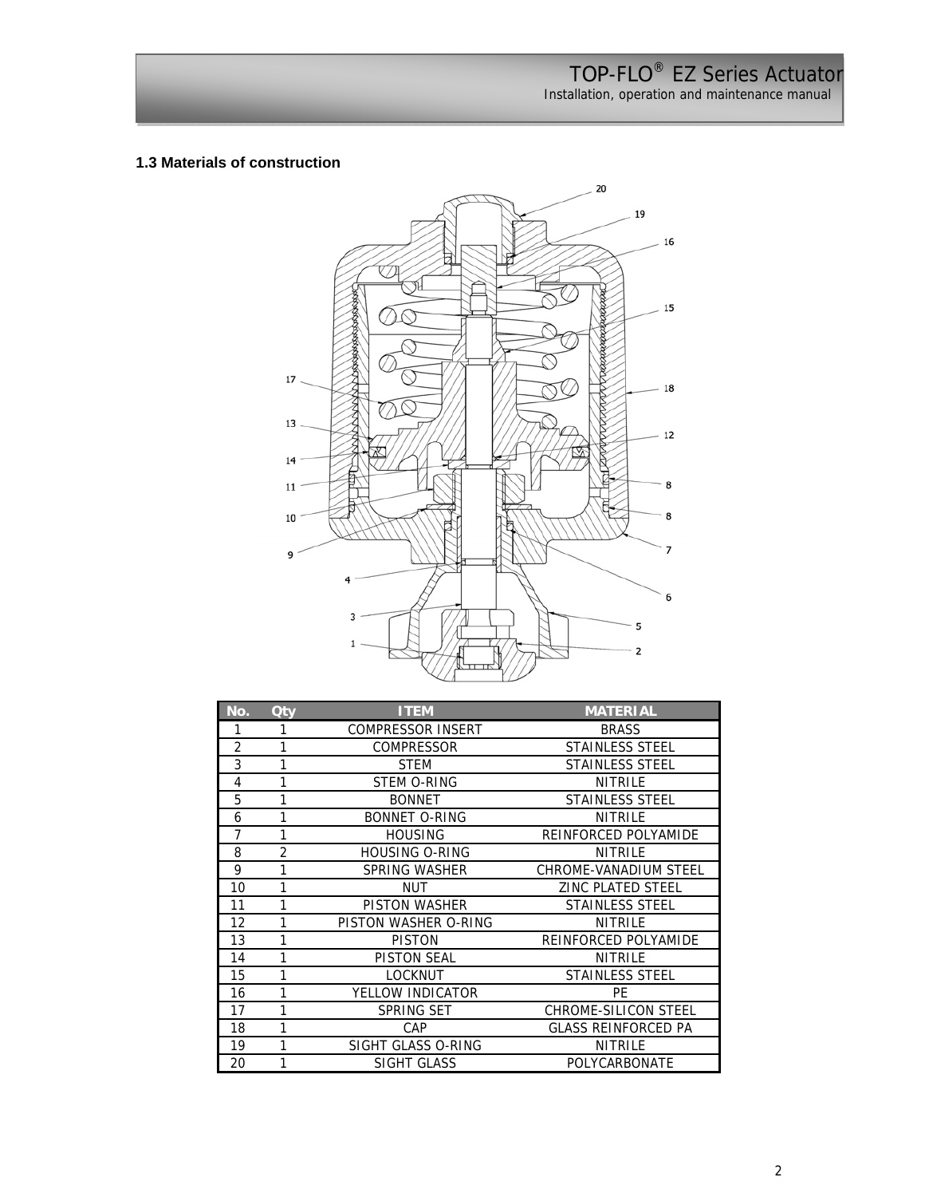## 1.3 Materials of construction

| No. | Qty | ITEM | MATERIAL |
|---|---|---|---|
| 1 | 1 | COMPRESSOR INSERT | BRASS |
| 2 | 1 | COMPRESSOR | STAINLESS STEEL |
| 3 | 1 | STEM | STAINLESS STEEL |
| 4 | 1 | STEM O-RING | NITRILE |
| 5 | 1 | BONNET | STAINLESS STEEL |
| 6 | 1 | BONNET O-RING | NITRILE |
| 7 | 1 | HOUSING | REINFORCED POLYAMIDE |
| 8 | 2 | HOUSING O-RING | NITRILE |
| 9 | 1 | SPRING WASHER | CHROME-VANADIUM STEEL |
| 10 | 1 | NUT | ZINC PLATED STEEL |
| 11 | 1 | PISTON WASHER | STAINLESS STEEL |
| 12 | 1 | PISTON WASHER O-RING | NITRILE |
| 13 | 1 | PISTON | REINFORCED POLYAMIDE |
| 14 | 1 | PISTON SEAL | NITRILE |
| 15 | 1 | LOCKNUT | STAINLESS STEEL |
| 16 | 1 | YELLOW INDICATOR | PE |
| 17 | 1 | SPRING SET | CHROME-SILICON STEEL |
| 18 | 1 | CAP | GLASS REINFORCED PA |
| 19 | 1 | SIGHT GLASS O-RING | NITRILE |
| 20 | 1 | SIGHT GLASS | POLYCARBONATE |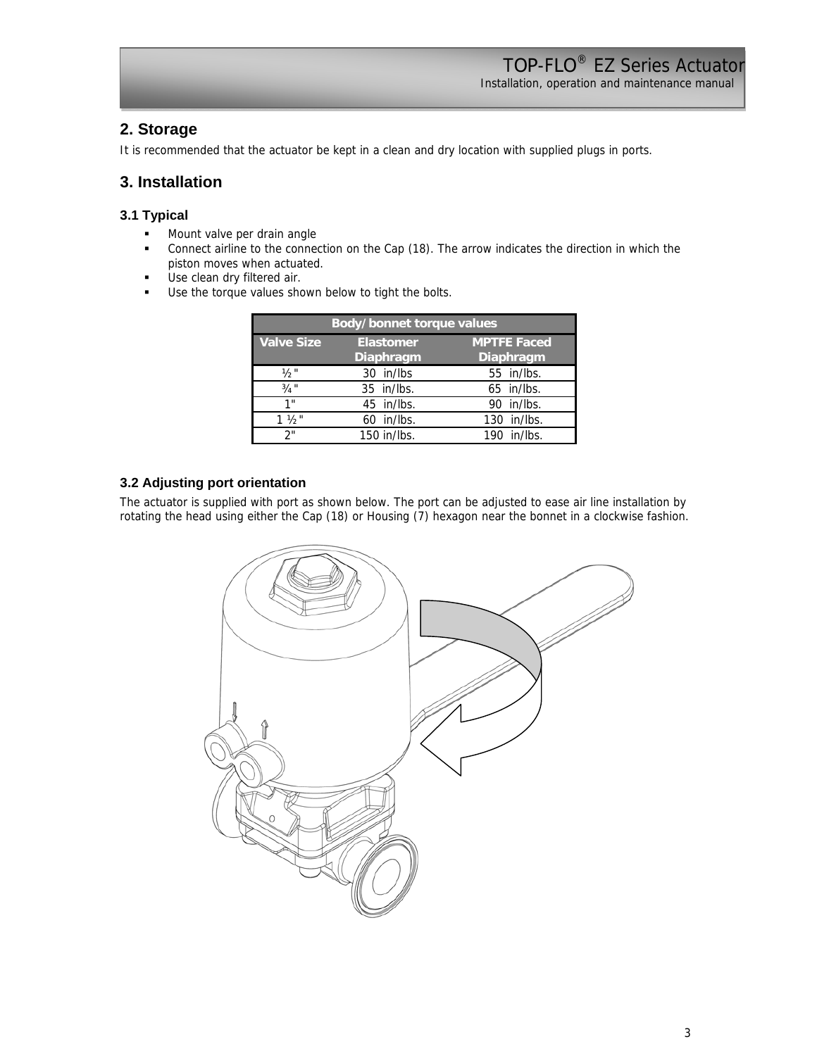## 2. Storage

It is recommended that the actuator be kept in a clean and dry location with supplied plugs in ports.

## 3. Installation

### 3.1 Typical

- Mount valve per drain angle
- Connect airline to the connection on the Cap (18). The arrow indicates the direction in which the piston moves when actuated.
- Use clean dry filtered air.
- Use the torque values shown below to tight the bolts.

| Body/bonnet torque values | | |
|---|---|---|
| Valve Size | Elastomer Diaphragm | MPTFE Faced Diaphragm |
| ½" | 30 in/lbs | 55 in/lbs. |
| ¾" | 35 in/lbs. | 65 in/lbs. |
| 1" | 45 in/lbs. | 90 in/lbs. |
| 1 ½" | 60 in/lbs. | 130 in/lbs. |
| 2" | 150 in/lbs. | 190 in/lbs. |

### 3.2 Adjusting port orientation

The actuator is supplied with port as shown below. The port can be adjusted to ease air line installation by rotating the head using either the Cap (18) or Housing (7) hexagon near the bonnet in a clockwise fashion.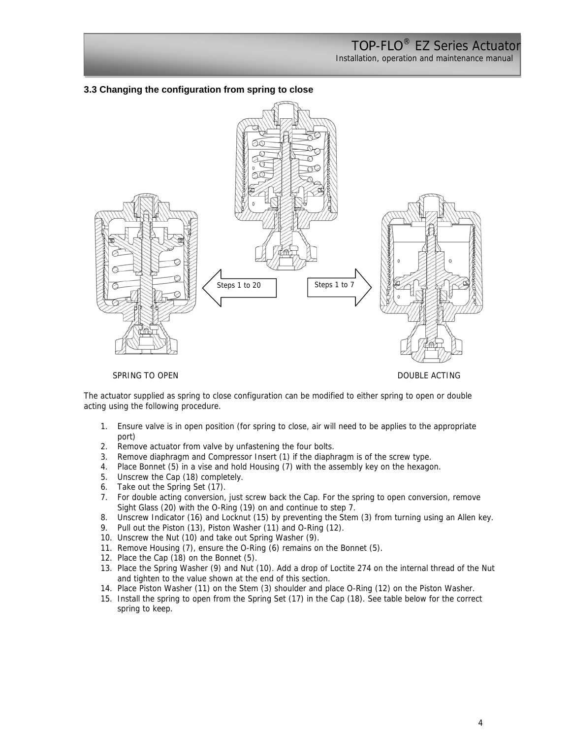## 3.3 Changing the configuration from spring to close

Steps 1 to 20

Steps 1 to 7

SPRING TO OPEN

DOUBLE ACTING

The actuator supplied as spring to close configuration can be modified to either spring to open or double acting using the following procedure.

1. Ensure valve is in open position (for spring to close, air will need to be applies to the appropriate port)
2. Remove actuator from valve by unfastening the four bolts.
3. Remove diaphragm and Compressor Insert (1) if the diaphragm is of the screw type.
4. Place Bonnet (5) in a vise and hold Housing (7) with the assembly key on the hexagon.
5. Unscrew the Cap (18) completely.
6. Take out the Spring Set (17).
7. For double acting conversion, just screw back the Cap. For the spring to open conversion, remove Sight Glass (20) with the O-Ring (19) on and continue to step 7.
8. Unscrew Indicator (16) and Locknut (15) by preventing the Stem (3) from turning using an Allen key.
9. Pull out the Piston (13), Piston Washer (11) and O-Ring (12).
10. Unscrew the Nut (10) and take out Spring Washer (9).
11. Remove Housing (7), ensure the O-Ring (6) remains on the Bonnet (5).
12. Place the Cap (18) on the Bonnet (5).
13. Place the Spring Washer (9) and Nut (10). Add a drop of Loctite 274 on the internal thread of the Nut and tighten to the value shown at the end of this section.
14. Place Piston Washer (11) on the Stem (3) shoulder and place O-Ring (12) on the Piston Washer.
15. Install the spring to open from the Spring Set (17) in the Cap (18). See table below for the correct spring to keep.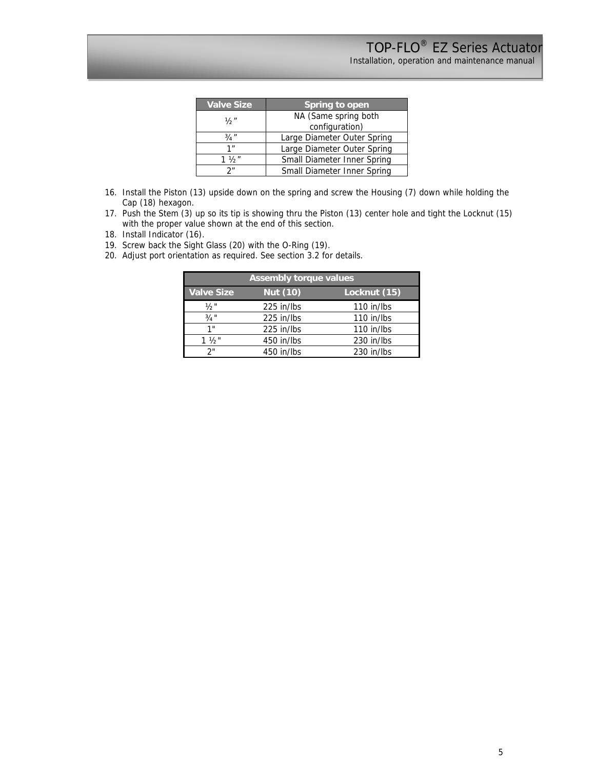| Valve Size | Spring to open |
| --- | --- |
| ½” | NA (Same spring both configuration) |
| ¾” | Large Diameter Outer Spring |
| 1” | Large Diameter Outer Spring |
| 1 ½” | Small Diameter Inner Spring |
| 2” | Small Diameter Inner Spring |

16. Install the Piston (13) upside down on the spring and screw the Housing (7) down while holding the Cap (18) hexagon.
17. Push the Stem (3) up so its tip is showing thru the Piston (13) center hole and tight the Locknut (15) with the proper value shown at the end of this section.
18. Install Indicator (16).
19. Screw back the Sight Glass (20) with the O-Ring (19).
20. Adjust port orientation as required. See section 3.2 for details.

| Assembly torque values | | |
| --- | --- | --- |
| Valve Size | Nut (10) | Locknut (15) |
| ½" | 225 in/lbs | 110 in/lbs |
| ¾" | 225 in/lbs | 110 in/lbs |
| 1" | 225 in/lbs | 110 in/lbs |
| 1 ½" | 450 in/lbs | 230 in/lbs |
| 2" | 450 in/lbs | 230 in/lbs |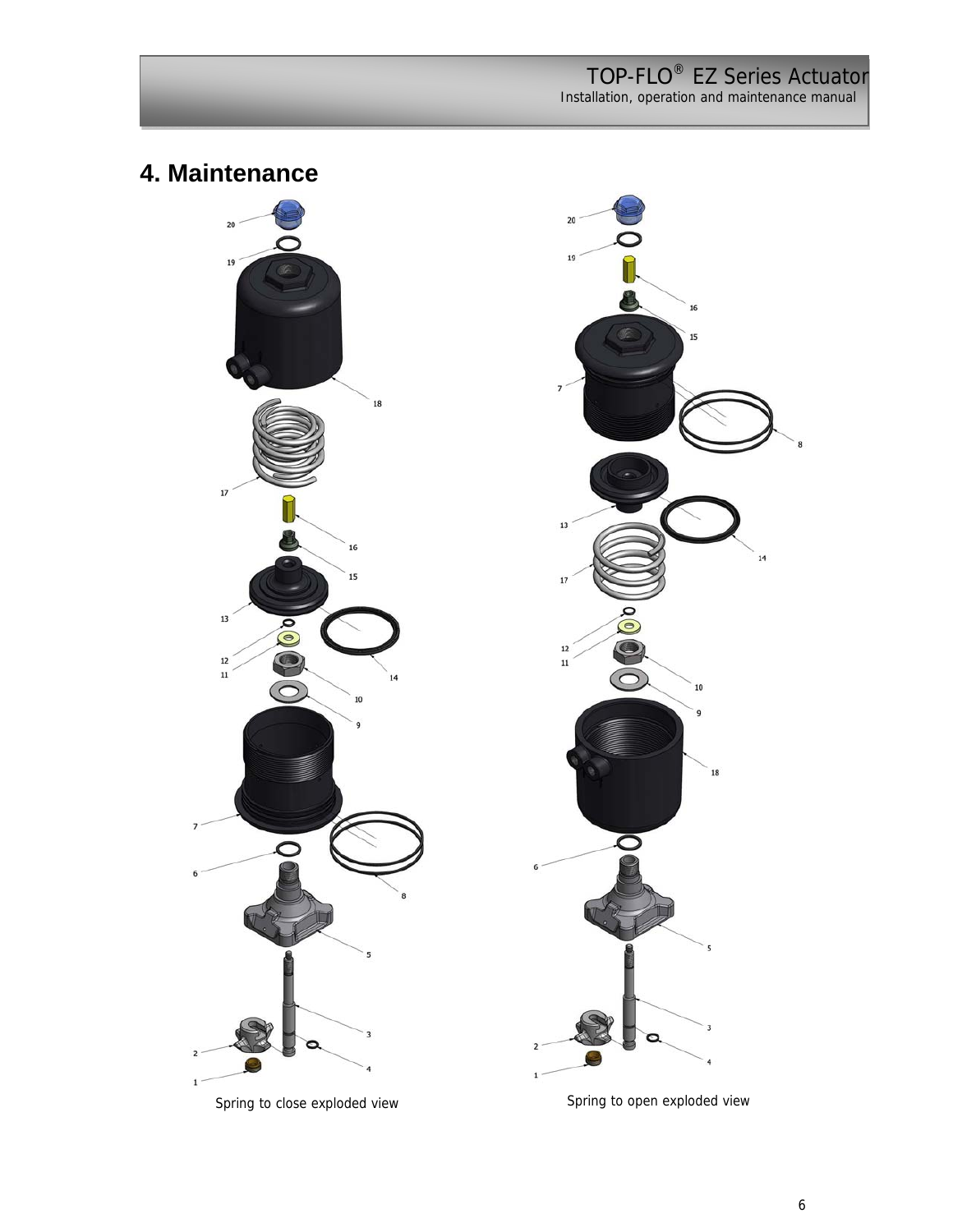# 4. Maintenance

Spring to close exploded view

Spring to open exploded view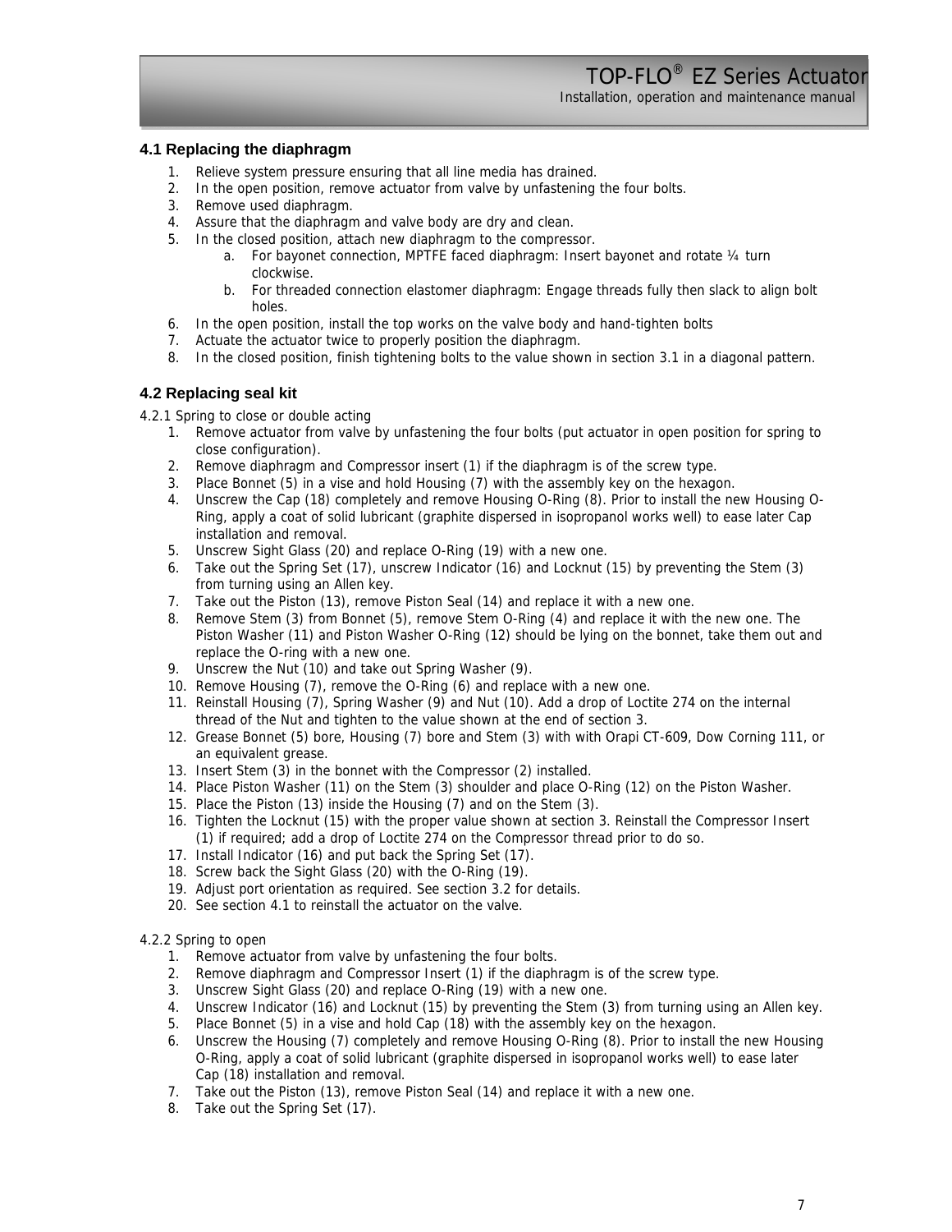## 4.1 Replacing the diaphragm

1. Relieve system pressure ensuring that all line media has drained.
2. In the open position, remove actuator from valve by unfastening the four bolts.
3. Remove used diaphragm.
4. Assure that the diaphragm and valve body are dry and clean.
5. In the closed position, attach new diaphragm to the compressor.
   a. For bayonet connection, MPTFE faced diaphragm: Insert bayonet and rotate ¼ turn clockwise.
   b. For threaded connection elastomer diaphragm: Engage threads fully then slack to align bolt holes.
6. In the open position, install the top works on the valve body and hand-tighten bolts
7. Actuate the actuator twice to properly position the diaphragm.
8. In the closed position, finish tightening bolts to the value shown in section 3.1 in a diagonal pattern.

## 4.2 Replacing seal kit

4.2.1 Spring to close or double acting

1. Remove actuator from valve by unfastening the four bolts (put actuator in open position for spring to close configuration).
2. Remove diaphragm and Compressor insert (1) if the diaphragm is of the screw type.
3. Place Bonnet (5) in a vise and hold Housing (7) with the assembly key on the hexagon.
4. Unscrew the Cap (18) completely and remove Housing O-Ring (8). Prior to install the new Housing O-Ring, apply a coat of solid lubricant (graphite dispersed in isopropanol works well) to ease later Cap installation and removal.
5. Unscrew Sight Glass (20) and replace O-Ring (19) with a new one.
6. Take out the Spring Set (17), unscrew Indicator (16) and Locknut (15) by preventing the Stem (3) from turning using an Allen key.
7. Take out the Piston (13), remove Piston Seal (14) and replace it with a new one.
8. Remove Stem (3) from Bonnet (5), remove Stem O-Ring (4) and replace it with the new one. The Piston Washer (11) and Piston Washer O-Ring (12) should be lying on the bonnet, take them out and replace the O-ring with a new one.
9. Unscrew the Nut (10) and take out Spring Washer (9).
10. Remove Housing (7), remove the O-Ring (6) and replace with a new one.
11. Reinstall Housing (7), Spring Washer (9) and Nut (10). Add a drop of Loctite 274 on the internal thread of the Nut and tighten to the value shown at the end of section 3.
12. Grease Bonnet (5) bore, Housing (7) bore and Stem (3) with with Orapi CT-609, Dow Corning 111, or an equivalent grease.
13. Insert Stem (3) in the bonnet with the Compressor (2) installed.
14. Place Piston Washer (11) on the Stem (3) shoulder and place O-Ring (12) on the Piston Washer.
15. Place the Piston (13) inside the Housing (7) and on the Stem (3).
16. Tighten the Locknut (15) with the proper value shown at section 3. Reinstall the Compressor Insert (1) if required; add a drop of Loctite 274 on the Compressor thread prior to do so.
17. Install Indicator (16) and put back the Spring Set (17).
18. Screw back the Sight Glass (20) with the O-Ring (19).
19. Adjust port orientation as required. See section 3.2 for details.
20. See section 4.1 to reinstall the actuator on the valve.

4.2.2 Spring to open

1. Remove actuator from valve by unfastening the four bolts.
2. Remove diaphragm and Compressor Insert (1) if the diaphragm is of the screw type.
3. Unscrew Sight Glass (20) and replace O-Ring (19) with a new one.
4. Unscrew Indicator (16) and Locknut (15) by preventing the Stem (3) from turning using an Allen key.
5. Place Bonnet (5) in a vise and hold Cap (18) with the assembly key on the hexagon.
6. Unscrew the Housing (7) completely and remove Housing O-Ring (8). Prior to install the new Housing O-Ring, apply a coat of solid lubricant (graphite dispersed in isopropanol works well) to ease later Cap (18) installation and removal.
7. Take out the Piston (13), remove Piston Seal (14) and replace it with a new one.
8. Take out the Spring Set (17).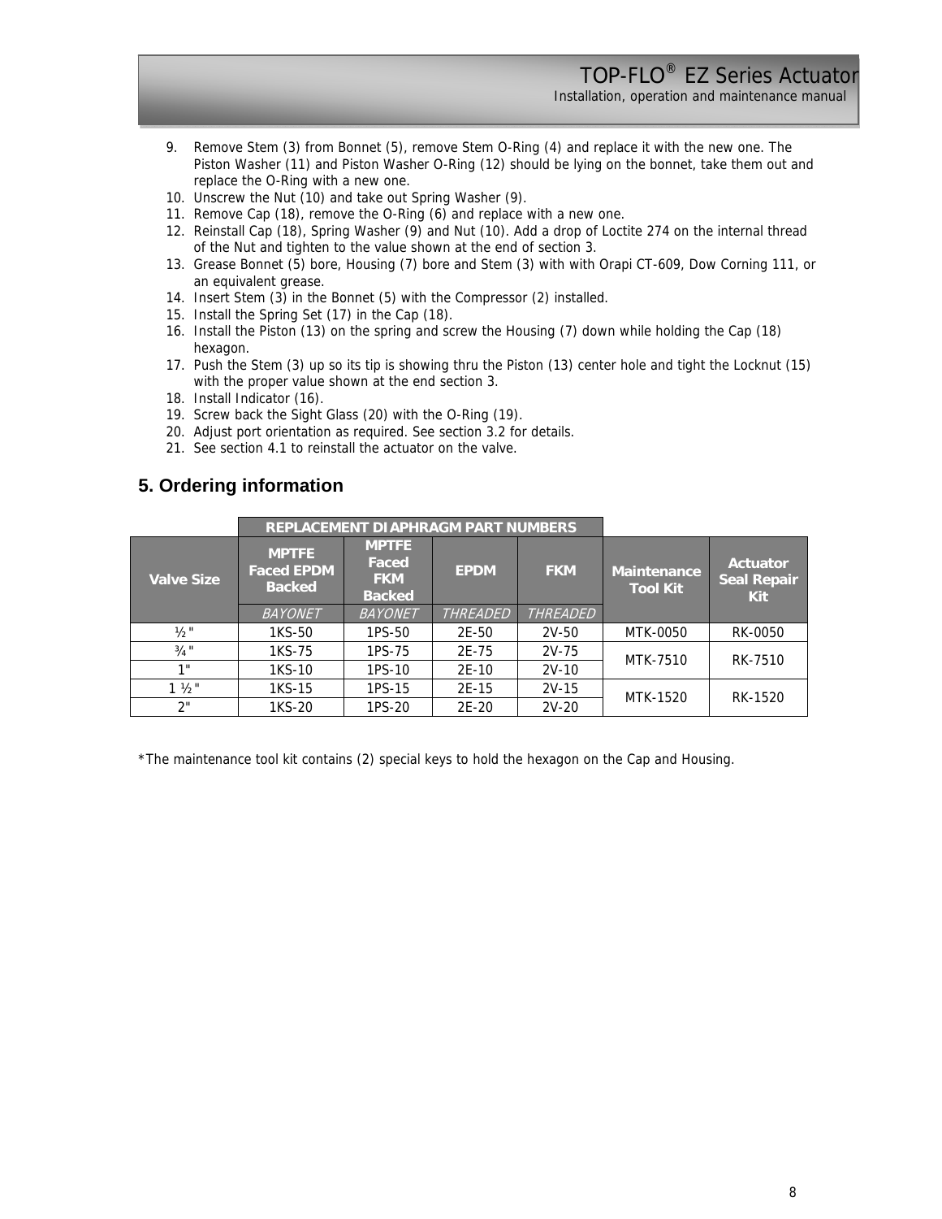9. Remove Stem (3) from Bonnet (5), remove Stem O-Ring (4) and replace it with the new one. The Piston Washer (11) and Piston Washer O-Ring (12) should be lying on the bonnet, take them out and replace the O-Ring with a new one.
10. Unscrew the Nut (10) and take out Spring Washer (9).
11. Remove Cap (18), remove the O-Ring (6) and replace with a new one.
12. Reinstall Cap (18), Spring Washer (9) and Nut (10). Add a drop of Loctite 274 on the internal thread of the Nut and tighten to the value shown at the end of section 3.
13. Grease Bonnet (5) bore, Housing (7) bore and Stem (3) with with Orapi CT-609, Dow Corning 111, or an equivalent grease.
14. Insert Stem (3) in the Bonnet (5) with the Compressor (2) installed.
15. Install the Spring Set (17) in the Cap (18).
16. Install the Piston (13) on the spring and screw the Housing (7) down while holding the Cap (18) hexagon.
17. Push the Stem (3) up so its tip is showing thru the Piston (13) center hole and tight the Locknut (15) with the proper value shown at the end section 3.
18. Install Indicator (16).
19. Screw back the Sight Glass (20) with the O-Ring (19).
20. Adjust port orientation as required. See section 3.2 for details.
21. See section 4.1 to reinstall the actuator on the valve.

## 5. Ordering information

| | REPLACEMENT DIAPHRAGM PART NUMBERS | | | | | |
|---|---|---|---|---|---|---|
| **Valve Size** | **MPTFE Faced EPDM Backed** | **MPTFE Faced FKM Backed** | **EPDM** | **FKM** | **Maintenance Tool Kit** | **Actuator Seal Repair Kit** |
| | *BAYONET* | *BAYONET* | *THREADED* | *THREADED* | | |
| ½" | 1KS-50 | 1PS-50 | 2E-50 | 2V-50 | MTK-0050 | RK-0050 |
| ¾" | 1KS-75 | 1PS-75 | 2E-75 | 2V-75 | MTK-7510 | RK-7510 |
| 1" | 1KS-10 | 1PS-10 | 2E-10 | 2V-10 | | |
| 1 ½" | 1KS-15 | 1PS-15 | 2E-15 | 2V-15 | MTK-1520 | RK-1520 |
| 2" | 1KS-20 | 1PS-20 | 2E-20 | 2V-20 | | |

*The maintenance tool kit contains (2) special keys to hold the hexagon on the Cap and Housing.